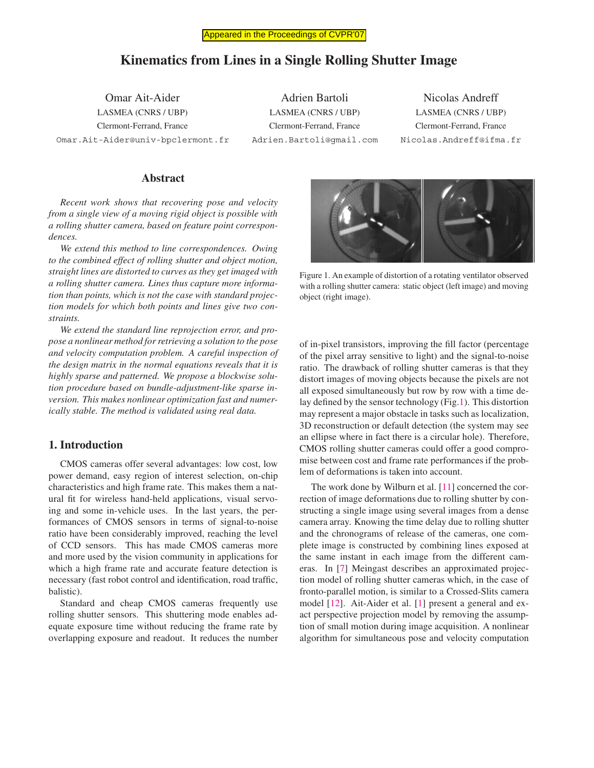Appeared in the Proceedings of CVPR'07

# Kinematics from Lines in a Single Rolling Shutter Image

Omar Ait-Aider
LASMEA (CNRS / UBP)
Clermont-Ferrand, France
Omar.Ait-Aider@univ-bpclermont.fr

Adrien Bartoli
LASMEA (CNRS / UBP)
Clermont-Ferrand, France
Adrien.Bartoli@gmail.com

Nicolas Andreff
LASMEA (CNRS / UBP)
Clermont-Ferrand, France
Nicolas.Andreff@ifma.fr

## Abstract

*Recent work shows that recovering pose and velocity from a single view of a moving rigid object is possible with a rolling shutter camera, based on feature point correspondences.*

*We extend this method to line correspondences. Owing to the combined effect of rolling shutter and object motion, straight lines are distorted to curves as they get imaged with a rolling shutter camera. Lines thus capture more information than points, which is not the case with standard projection models for which both points and lines give two constraints.*

*We extend the standard line reprojection error, and propose a nonlinear method for retrieving a solution to the pose and velocity computation problem. A careful inspection of the design matrix in the normal equations reveals that it is highly sparse and patterned. We propose a blockwise solution procedure based on bundle-adjustment-like sparse inversion. This makes nonlinear optimization fast and numerically stable. The method is validated using real data.*

## 1. Introduction

CMOS cameras offer several advantages: low cost, low power demand, easy region of interest selection, on-chip characteristics and high frame rate. This makes them a natural fit for wireless hand-held applications, visual servoing and some in-vehicle uses. In the last years, the performances of CMOS sensors in terms of signal-to-noise ratio have been considerably improved, reaching the level of CCD sensors. This has made CMOS cameras more and more used by the vision community in applications for which a high frame rate and accurate feature detection is necessary (fast robot control and identification, road traffic, balistic).

Standard and cheap CMOS cameras frequently use rolling shutter sensors. This shuttering mode enables adequate exposure time without reducing the frame rate by overlapping exposure and readout. It reduces the number of in-pixel transistors, improving the fill factor (percentage of the pixel array sensitive to light) and the signal-to-noise ratio. The drawback of rolling shutter cameras is that they distort images of moving objects because the pixels are not all exposed simultaneously but row by row with a time delay defined by the sensor technology (Fig.1). This distortion may represent a major obstacle in tasks such as localization, 3D reconstruction or default detection (the system may see an ellipse where in fact there is a circular hole). Therefore, CMOS rolling shutter cameras could offer a good compromise between cost and frame rate performances if the problem of deformations is taken into account.

Figure 1. An example of distortion of a rotating ventilator observed with a rolling shutter camera: static object (left image) and moving object (right image).

The work done by Wilburn et al. [11] concerned the correction of image deformations due to rolling shutter by constructing a single image using several images from a dense camera array. Knowing the time delay due to rolling shutter and the chronograms of release of the cameras, one complete image is constructed by combining lines exposed at the same instant in each image from the different cameras. In [7] Meingast describes an approximated projection model of rolling shutter cameras which, in the case of fronto-parallel motion, is similar to a Crossed-Slits camera model [12]. Ait-Aider et al. [1] present a general and exact perspective projection model by removing the assumption of small motion during image acquisition. A nonlinear algorithm for simultaneous pose and velocity computation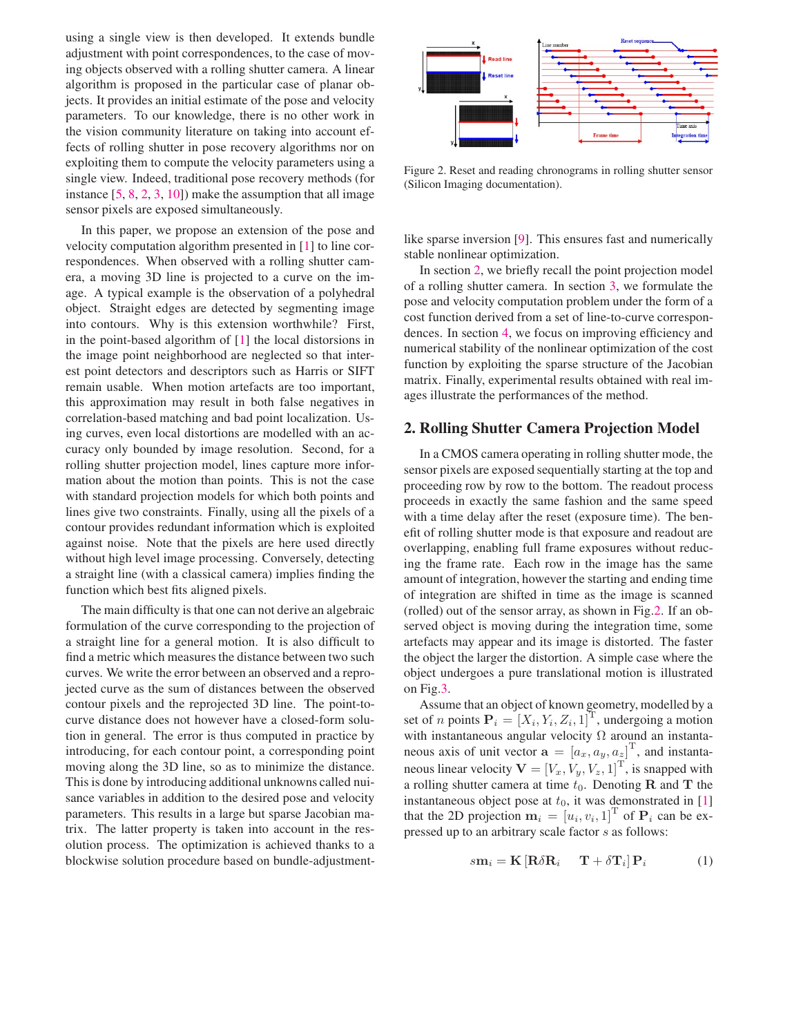using a single view is then developed. It extends bundle adjustment with point correspondences, to the case of moving objects observed with a rolling shutter camera. A linear algorithm is proposed in the particular case of planar objects. It provides an initial estimate of the pose and velocity parameters. To our knowledge, there is no other work in the vision community literature on taking into account effects of rolling shutter in pose recovery algorithms nor on exploiting them to compute the velocity parameters using a single view. Indeed, traditional pose recovery methods (for instance [5, 8, 2, 3, 10]) make the assumption that all image sensor pixels are exposed simultaneously.

In this paper, we propose an extension of the pose and velocity computation algorithm presented in [1] to line correspondences. When observed with a rolling shutter camera, a moving 3D line is projected to a curve on the image. A typical example is the observation of a polyhedral object. Straight edges are detected by segmenting image into contours. Why is this extension worthwhile? First, in the point-based algorithm of [1] the local distorsions in the image point neighborhood are neglected so that interest point detectors and descriptors such as Harris or SIFT remain usable. When motion artefacts are too important, this approximation may result in both false negatives in correlation-based matching and bad point localization. Using curves, even local distortions are modelled with an accuracy only bounded by image resolution. Second, for a rolling shutter projection model, lines capture more information about the motion than points. This is not the case with standard projection models for which both points and lines give two constraints. Finally, using all the pixels of a contour provides redundant information which is exploited against noise. Note that the pixels are here used directly without high level image processing. Conversely, detecting a straight line (with a classical camera) implies finding the function which best fits aligned pixels.

The main difficulty is that one can not derive an algebraic formulation of the curve corresponding to the projection of a straight line for a general motion. It is also difficult to find a metric which measures the distance between two such curves. We write the error between an observed and a reprojected curve as the sum of distances between the observed contour pixels and the reprojected 3D line. The point-to-curve distance does not however have a closed-form solution in general. The error is thus computed in practice by introducing, for each contour point, a corresponding point moving along the 3D line, so as to minimize the distance. This is done by introducing additional unknowns called nuisance variables in addition to the desired pose and velocity parameters. This results in a large but sparse Jacobian matrix. The latter property is taken into account in the resolution process. The optimization is achieved thanks to a blockwise solution procedure based on bundle-adjustment-like sparse inversion [9]. This ensures fast and numerically stable nonlinear optimization.

Figure 2. Reset and reading chronograms in rolling shutter sensor (Silicon Imaging documentation).

In section 2, we briefly recall the point projection model of a rolling shutter camera. In section 3, we formulate the pose and velocity computation problem under the form of a cost function derived from a set of line-to-curve correspondences. In section 4, we focus on improving efficiency and numerical stability of the nonlinear optimization of the cost function by exploiting the sparse structure of the Jacobian matrix. Finally, experimental results obtained with real images illustrate the performances of the method.

## 2. Rolling Shutter Camera Projection Model

In a CMOS camera operating in rolling shutter mode, the sensor pixels are exposed sequentially starting at the top and proceeding row by row to the bottom. The readout process proceeds in exactly the same fashion and the same speed with a time delay after the reset (exposure time). The benefit of rolling shutter mode is that exposure and readout are overlapping, enabling full frame exposures without reducing the frame rate. Each row in the image has the same amount of integration, however the starting and ending time of integration are shifted in time as the image is scanned (rolled) out of the sensor array, as shown in Fig.2. If an observed object is moving during the integration time, some artefacts may appear and its image is distorted. The faster the object the larger the distortion. A simple case where the object undergoes a pure translational motion is illustrated on Fig.3.

Assume that an object of known geometry, modelled by a set of $n$ points $\mathbf{P}_i = [X_i, Y_i, Z_i, 1]^{\mathrm{T}}$, undergoing a motion with instantaneous angular velocity $\Omega$ around an instantaneous axis of unit vector $\mathbf{a} = [a_x, a_y, a_z]^{\mathrm{T}}$, and instantaneous linear velocity $\mathbf{V} = [V_x, V_y, V_z, 1]^{\mathrm{T}}$, is snapped with a rolling shutter camera at time $t_0$. Denoting $\mathbf{R}$ and $\mathbf{T}$ the instantaneous object pose at $t_0$, it was demonstrated in [1] that the 2D projection $\mathbf{m}_i = [u_i, v_i, 1]^{\mathrm{T}}$ of $\mathbf{P}_i$ can be expressed up to an arbitrary scale factor $s$ as follows:

$$s\mathbf{m}_i = \mathbf{K}\left[\mathbf{R}\delta\mathbf{R}_i \quad \mathbf{T} + \delta\mathbf{T}_i\right]\mathbf{P}_i \tag{1}$$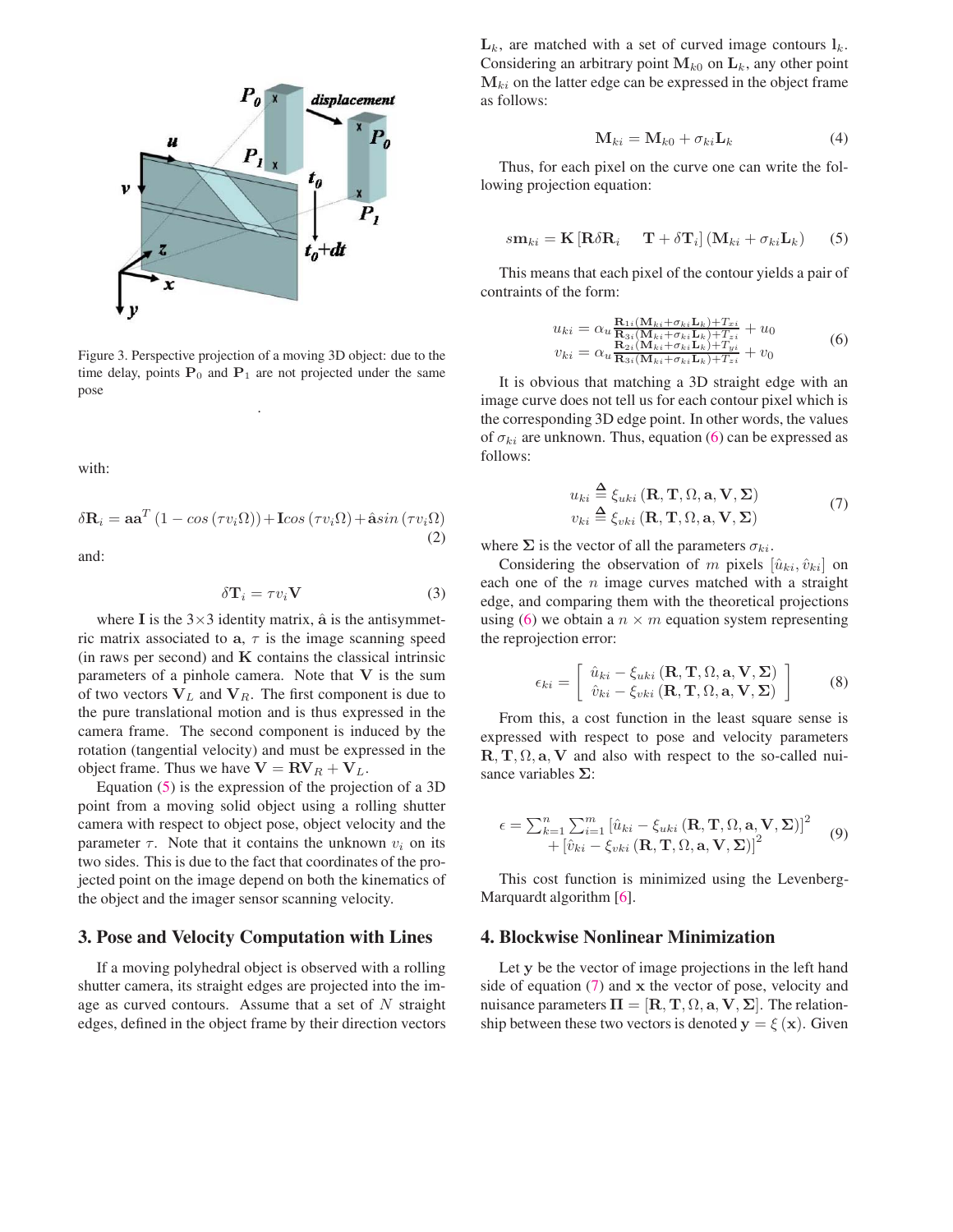Figure 3. Perspective projection of a moving 3D object: due to the time delay, points $\mathbf{P}_0$ and $\mathbf{P}_1$ are not projected under the same pose

.

with:

$$\delta \mathbf{R}_i = \mathbf{a}\mathbf{a}^T \left(1 - \cos\left(\tau v_i \Omega\right)\right) + \mathbf{I}\cos\left(\tau v_i \Omega\right) + \hat{\mathbf{a}}\sin\left(\tau v_i \Omega\right) \tag{2}$$

and:

$$\delta \mathbf{T}_i = \tau v_i \mathbf{V} \tag{3}$$

where $\mathbf{I}$ is the $3\times3$ identity matrix, $\hat{\mathbf{a}}$ is the antisymmetric matrix associated to $\mathbf{a}$, $\tau$ is the image scanning speed (in raws per second) and $\mathbf{K}$ contains the classical intrinsic parameters of a pinhole camera. Note that $\mathbf{V}$ is the sum of two vectors $\mathbf{V}_L$ and $\mathbf{V}_R$. The first component is due to the pure translational motion and is thus expressed in the camera frame. The second component is induced by the rotation (tangential velocity) and must be expressed in the object frame. Thus we have $\mathbf{V} = \mathbf{R}\mathbf{V}_R + \mathbf{V}_L$.

Equation (5) is the expression of the projection of a 3D point from a moving solid object using a rolling shutter camera with respect to object pose, object velocity and the parameter $\tau$. Note that it contains the unknown $v_i$ on its two sides. This is due to the fact that coordinates of the projected point on the image depend on both the kinematics of the object and the imager sensor scanning velocity.

## 3. Pose and Velocity Computation with Lines

If a moving polyhedral object is observed with a rolling shutter camera, its straight edges are projected into the image as curved contours. Assume that a set of $N$ straight edges, defined in the object frame by their direction vectors $\mathbf{L}_k$, are matched with a set of curved image contours $\mathbf{l}_k$. Considering an arbitrary point $\mathbf{M}_{k0}$ on $\mathbf{L}_k$, any other point $\mathbf{M}_{ki}$ on the latter edge can be expressed in the object frame as follows:

$$\mathbf{M}_{ki} = \mathbf{M}_{k0} + \sigma_{ki}\mathbf{L}_k \tag{4}$$

Thus, for each pixel on the curve one can write the following projection equation:

$$s\mathbf{m}_{ki} = \mathbf{K}\left[\mathbf{R}\delta\mathbf{R}_i \quad \mathbf{T} + \delta\mathbf{T}_i\right]\left(\mathbf{M}_{ki} + \sigma_{ki}\mathbf{L}_k\right) \tag{5}$$

This means that each pixel of the contour yields a pair of contraints of the form:

$$\begin{aligned} u_{ki} &= \alpha_u \frac{\mathbf{R}_{1i}(\mathbf{M}_{ki}+\sigma_{ki}\mathbf{L}_k)+T_{xi}}{\mathbf{R}_{3i}(\mathbf{M}_{ki}+\sigma_{ki}\mathbf{L}_k)+T_{zi}} + u_0 \\ v_{ki} &= \alpha_u \frac{\mathbf{R}_{2i}(\mathbf{M}_{ki}+\sigma_{ki}\mathbf{L}_k)+T_{yi}}{\mathbf{R}_{3i}(\mathbf{M}_{ki}+\sigma_{ki}\mathbf{L}_k)+T_{zi}} + v_0 \end{aligned} \tag{6}$$

It is obvious that matching a 3D straight edge with an image curve does not tell us for each contour pixel which is the corresponding 3D edge point. In other words, the values of $\sigma_{ki}$ are unknown. Thus, equation (6) can be expressed as follows:

$$\begin{aligned} u_{ki} &\triangleq \xi_{uki}\left(\mathbf{R}, \mathbf{T}, \Omega, \mathbf{a}, \mathbf{V}, \boldsymbol{\Sigma}\right) \\ v_{ki} &\triangleq \xi_{vki}\left(\mathbf{R}, \mathbf{T}, \Omega, \mathbf{a}, \mathbf{V}, \boldsymbol{\Sigma}\right) \end{aligned} \tag{7}$$

where $\boldsymbol{\Sigma}$ is the vector of all the parameters $\sigma_{ki}$.

Considering the observation of $m$ pixels $[\hat{u}_{ki}, \hat{v}_{ki}]$ on each one of the $n$ image curves matched with a straight edge, and comparing them with the theoretical projections using (6) we obtain a $n \times m$ equation system representing the reprojection error:

$$\epsilon_{ki} = \begin{bmatrix} \hat{u}_{ki} - \xi_{uki}\left(\mathbf{R}, \mathbf{T}, \Omega, \mathbf{a}, \mathbf{V}, \boldsymbol{\Sigma}\right) \\ \hat{v}_{ki} - \xi_{vki}\left(\mathbf{R}, \mathbf{T}, \Omega, \mathbf{a}, \mathbf{V}, \boldsymbol{\Sigma}\right) \end{bmatrix} \tag{8}$$

From this, a cost function in the least square sense is expressed with respect to pose and velocity parameters $\mathbf{R}, \mathbf{T}, \Omega, \mathbf{a}, \mathbf{V}$ and also with respect to the so-called nuisance variables $\boldsymbol{\Sigma}$:

$$\begin{aligned} \epsilon = \sum_{k=1}^{n}\sum_{i=1}^{m} &\left[\hat{u}_{ki} - \xi_{uki}\left(\mathbf{R}, \mathbf{T}, \Omega, \mathbf{a}, \mathbf{V}, \boldsymbol{\Sigma}\right)\right]^2 \\ &+ \left[\hat{v}_{ki} - \xi_{vki}\left(\mathbf{R}, \mathbf{T}, \Omega, \mathbf{a}, \mathbf{V}, \boldsymbol{\Sigma}\right)\right]^2 \end{aligned} \tag{9}$$

This cost function is minimized using the Levenberg-Marquardt algorithm [6].

## 4. Blockwise Nonlinear Minimization

Let $\mathbf{y}$ be the vector of image projections in the left hand side of equation (7) and $\mathbf{x}$ the vector of pose, velocity and nuisance parameters $\boldsymbol{\Pi} = [\mathbf{R}, \mathbf{T}, \Omega, \mathbf{a}, \mathbf{V}, \boldsymbol{\Sigma}]$. The relationship between these two vectors is denoted $\mathbf{y} = \xi\left(\mathbf{x}\right)$. Given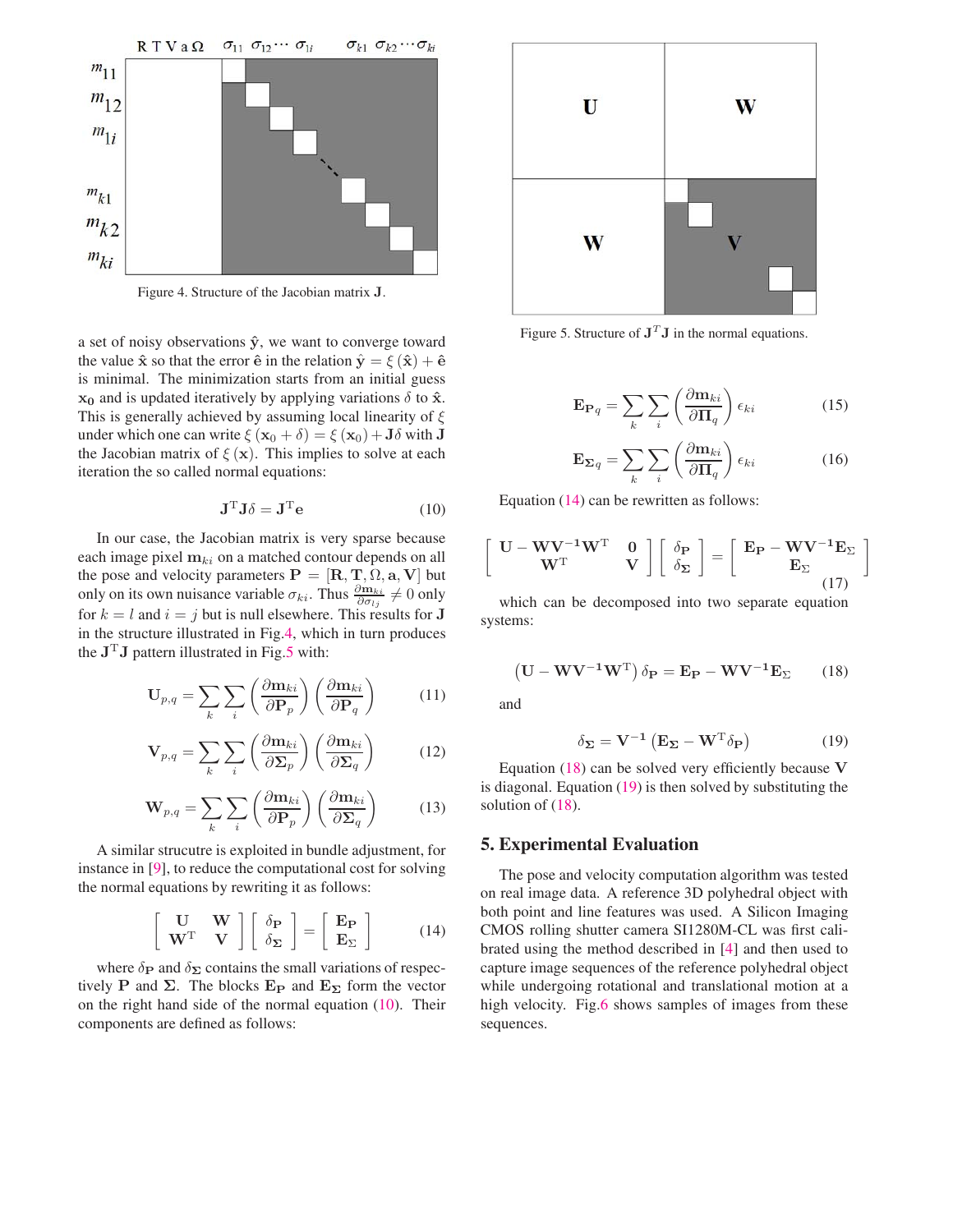Figure 4. Structure of the Jacobian matrix $\mathbf{J}$.

a set of noisy observations $\hat{\mathbf{y}}$, we want to converge toward the value $\hat{\mathbf{x}}$ so that the error $\hat{\mathbf{e}}$ in the relation $\hat{\mathbf{y}} = \xi(\hat{\mathbf{x}}) + \hat{\mathbf{e}}$ is minimal. The minimization starts from an initial guess $\mathbf{x_0}$ and is updated iteratively by applying variations $\delta$ to $\hat{\mathbf{x}}$. This is generally achieved by assuming local linearity of $\xi$ under which one can write $\xi(\mathbf{x}_0 + \delta) = \xi(\mathbf{x}_0) + \mathbf{J}\delta$ with $\mathbf{J}$ the Jacobian matrix of $\xi(\mathbf{x})$. This implies to solve at each iteration the so called normal equations:

$$\mathbf{J}^{\mathrm{T}}\mathbf{J}\delta = \mathbf{J}^{\mathrm{T}}\mathbf{e} \tag{10}$$

In our case, the Jacobian matrix is very sparse because each image pixel $\mathbf{m}_{ki}$ on a matched contour depends on all the pose and velocity parameters $\mathbf{P} = [\mathbf{R}, \mathbf{T}, \Omega, \mathbf{a}, \mathbf{V}]$ but only on its own nuisance variable $\sigma_{ki}$. Thus $\frac{\partial \mathbf{m}_{ki}}{\partial \sigma_{lj}} \neq 0$ only for $k = l$ and $i = j$ but is null elsewhere. This results for $\mathbf{J}$ in the structure illustrated in Fig.4, which in turn produces the $\mathbf{J}^{\mathrm{T}}\mathbf{J}$ pattern illustrated in Fig.5 with:

$$\mathbf{U}_{p,q} = \sum_k \sum_i \left(\frac{\partial \mathbf{m}_{ki}}{\partial \mathbf{P}_p}\right)\left(\frac{\partial \mathbf{m}_{ki}}{\partial \mathbf{P}_q}\right) \tag{11}$$

$$\mathbf{V}_{p,q} = \sum_k \sum_i \left(\frac{\partial \mathbf{m}_{ki}}{\partial \mathbf{\Sigma}_p}\right)\left(\frac{\partial \mathbf{m}_{ki}}{\partial \mathbf{\Sigma}_q}\right) \tag{12}$$

$$\mathbf{W}_{p,q} = \sum_k \sum_i \left(\frac{\partial \mathbf{m}_{ki}}{\partial \mathbf{P}_p}\right)\left(\frac{\partial \mathbf{m}_{ki}}{\partial \mathbf{\Sigma}_q}\right) \tag{13}$$

A similar strucutre is exploited in bundle adjustment, for instance in [9], to reduce the computational cost for solving the normal equations by rewriting it as follows:

$$\begin{bmatrix} \mathbf{U} & \mathbf{W} \\ \mathbf{W}^{\mathrm{T}} & \mathbf{V} \end{bmatrix} \begin{bmatrix} \delta_{\mathbf{P}} \\ \delta_{\mathbf{\Sigma}} \end{bmatrix} = \begin{bmatrix} \mathbf{E}_{\mathbf{P}} \\ \mathbf{E}_{\Sigma} \end{bmatrix} \tag{14}$$

where $\delta_{\mathbf{P}}$ and $\delta_{\mathbf{\Sigma}}$ contains the small variations of respectively $\mathbf{P}$ and $\mathbf{\Sigma}$. The blocks $\mathbf{E}_{\mathbf{P}}$ and $\mathbf{E}_{\mathbf{\Sigma}}$ form the vector on the right hand side of the normal equation (10). Their components are defined as follows:

Figure 5. Structure of $\mathbf{J}^T\mathbf{J}$ in the normal equations.

$$\mathbf{E}_{\mathbf{P}_q} = \sum_k \sum_i \left(\frac{\partial \mathbf{m}_{ki}}{\partial \mathbf{\Pi}_q}\right) \epsilon_{ki} \tag{15}$$

$$\mathbf{E}_{\mathbf{\Sigma}_q} = \sum_k \sum_i \left(\frac{\partial \mathbf{m}_{ki}}{\partial \mathbf{\Pi}_q}\right) \epsilon_{ki} \tag{16}$$

Equation (14) can be rewritten as follows:

$$\begin{bmatrix} \mathbf{U} - \mathbf{W}\mathbf{V^{-1}}\mathbf{W}^{\mathrm{T}} & \mathbf{0} \\ \mathbf{W}^{\mathrm{T}} & \mathbf{V} \end{bmatrix} \begin{bmatrix} \delta_{\mathbf{P}} \\ \delta_{\mathbf{\Sigma}} \end{bmatrix} = \begin{bmatrix} \mathbf{E}_{\mathbf{P}} - \mathbf{W}\mathbf{V^{-1}}\mathbf{E}_{\Sigma} \\ \mathbf{E}_{\Sigma} \end{bmatrix} \tag{17}$$

which can be decomposed into two separate equation systems:

$$\left(\mathbf{U} - \mathbf{W}\mathbf{V^{-1}}\mathbf{W}^{\mathrm{T}}\right)\delta_{\mathbf{P}} = \mathbf{E}_{\mathbf{P}} - \mathbf{W}\mathbf{V^{-1}}\mathbf{E}_{\Sigma} \tag{18}$$

and

$$\delta_{\mathbf{\Sigma}} = \mathbf{V^{-1}}\left(\mathbf{E}_{\mathbf{\Sigma}} - \mathbf{W}^{\mathrm{T}}\delta_{\mathbf{P}}\right) \tag{19}$$

Equation (18) can be solved very efficiently because $\mathbf{V}$ is diagonal. Equation (19) is then solved by substituting the solution of (18).

## 5. Experimental Evaluation

The pose and velocity computation algorithm was tested on real image data. A reference 3D polyhedral object with both point and line features was used. A Silicon Imaging CMOS rolling shutter camera SI1280M-CL was first calibrated using the method described in [4] and then used to capture image sequences of the reference polyhedral object while undergoing rotational and translational motion at a high velocity. Fig.6 shows samples of images from these sequences.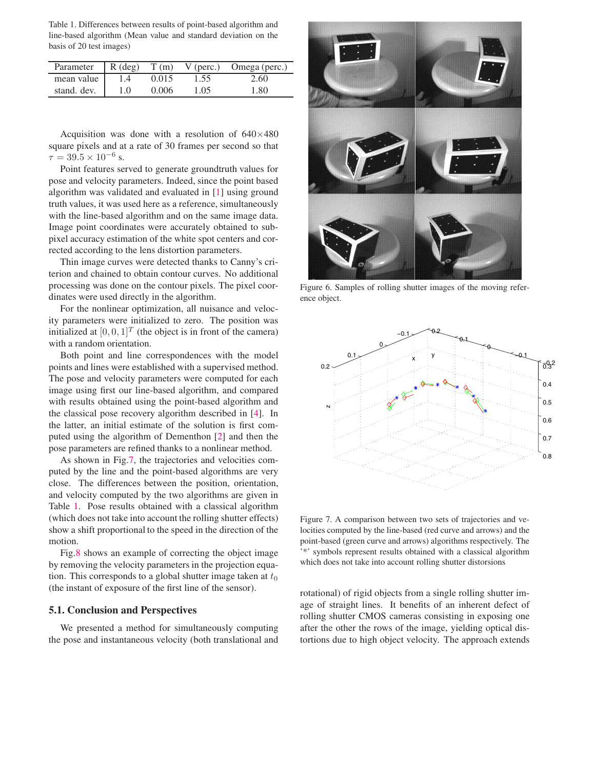Table 1. Differences between results of point-based algorithm and line-based algorithm (Mean value and standard deviation on the basis of 20 test images)

| Parameter | R (deg) | T (m) | V (perc.) | Omega (perc.) |
| --- | --- | --- | --- | --- |
| mean value | 1.4 | 0.015 | 1.55 | 2.60 |
| stand. dev. | 1.0 | 0.006 | 1.05 | 1.80 |

Acquisition was done with a resolution of 640×480 square pixels and at a rate of 30 frames per second so that $\tau = 39.5 \times 10^{-6}$ s.

Point features served to generate groundtruth values for pose and velocity parameters. Indeed, since the point based algorithm was validated and evaluated in [1] using ground truth values, it was used here as a reference, simultaneously with the line-based algorithm and on the same image data. Image point coordinates were accurately obtained to subpixel accuracy estimation of the white spot centers and corrected according to the lens distortion parameters.

Thin image curves were detected thanks to Canny's criterion and chained to obtain contour curves. No additional processing was done on the contour pixels. The pixel coordinates were used directly in the algorithm.

For the nonlinear optimization, all nuisance and velocity parameters were initialized to zero. The position was initialized at $[0, 0, 1]^T$ (the object is in front of the camera) with a random orientation.

Both point and line correspondences with the model points and lines were established with a supervised method. The pose and velocity parameters were computed for each image using first our line-based algorithm, and compared with results obtained using the point-based algorithm and the classical pose recovery algorithm described in [4]. In the latter, an initial estimate of the solution is first computed using the algorithm of Dementhon [2] and then the pose parameters are refined thanks to a nonlinear method.

As shown in Fig.7, the trajectories and velocities computed by the line and the point-based algorithms are very close. The differences between the position, orientation, and velocity computed by the two algorithms are given in Table 1. Pose results obtained with a classical algorithm (which does not take into account the rolling shutter effects) show a shift proportional to the speed in the direction of the motion.

Fig.8 shows an example of correcting the object image by removing the velocity parameters in the projection equation. This corresponds to a global shutter image taken at $t_0$ (the instant of exposure of the first line of the sensor).

Figure 6. Samples of rolling shutter images of the moving reference object.

Figure 7. A comparison between two sets of trajectories and velocities computed by the line-based (red curve and arrows) and the point-based (green curve and arrows) algorithms respectively. The '*' symbols represent results obtained with a classical algorithm which does not take into account rolling shutter distorsions

### 5.1. Conclusion and Perspectives

We presented a method for simultaneously computing the pose and instantaneous velocity (both translational and rotational) of rigid objects from a single rolling shutter image of straight lines. It benefits of an inherent defect of rolling shutter CMOS cameras consisting in exposing one after the other the rows of the image, yielding optical distortions due to high object velocity. The approach extends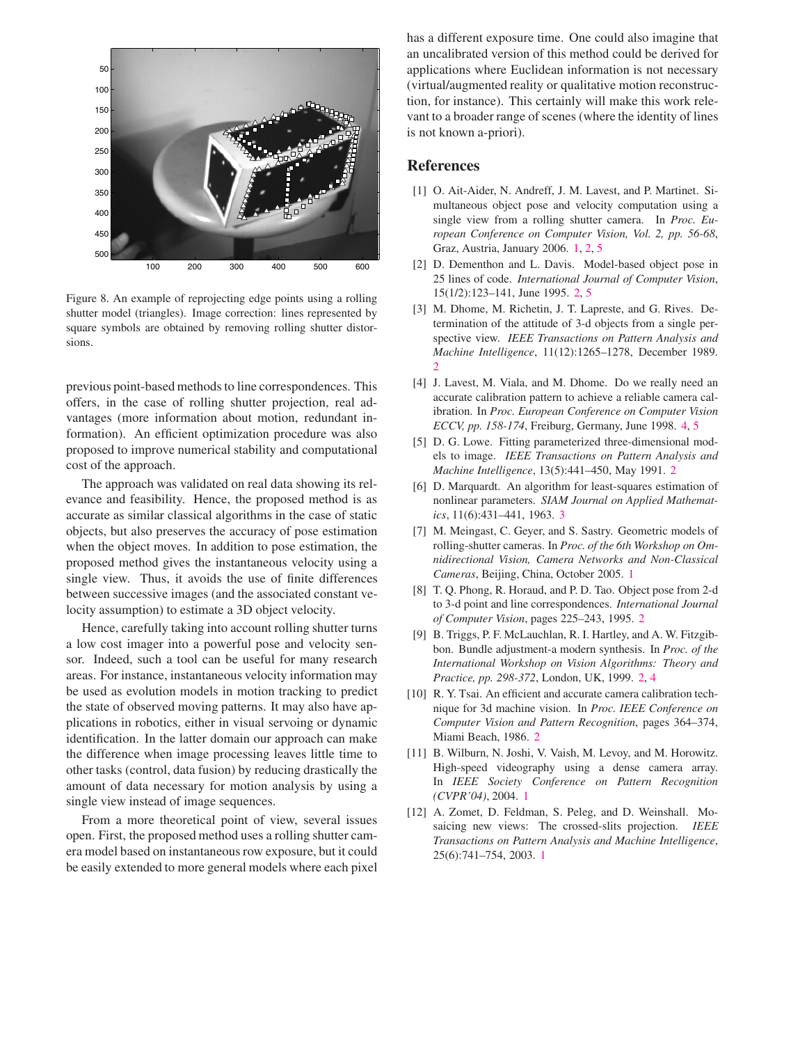50
100
150
200
250
300
350
400
450
500

100 200 300 400 500 600

Figure 8. An example of reprojecting edge points using a rolling shutter model (triangles). Image correction: lines represented by square symbols are obtained by removing rolling shutter distortions.

previous point-based methods to line correspondences. This offers, in the case of rolling shutter projection, real advantages (more information about motion, redundant information). An efficient optimization procedure was also proposed to improve numerical stability and computational cost of the approach.

The approach was validated on real data showing its relevance and feasibility. Hence, the proposed method is as accurate as similar classical algorithms in the case of static objects, but also preserves the accuracy of pose estimation when the object moves. In addition to pose estimation, the proposed method gives the instantaneous velocity using a single view. Thus, it avoids the use of finite differences between successive images (and the associated constant velocity assumption) to estimate a 3D object velocity.

Hence, carefully taking into account rolling shutter turns a low cost imager into a powerful pose and velocity sensor. Indeed, such a tool can be useful for many research areas. For instance, instantaneous velocity information may be used as evolution models in motion tracking to predict the state of observed moving patterns. It may also have applications in robotics, either in visual servoing or dynamic identification. In the latter domain our approach can make the difference when image processing leaves little time to other tasks (control, data fusion) by reducing drastically the amount of data necessary for motion analysis by using a single view instead of image sequences.

From a more theoretical point of view, several issues open. First, the proposed method uses a rolling shutter camera model based on instantaneous row exposure, but it could be easily extended to more general models where each pixel has a different exposure time. One could also imagine that an uncalibrated version of this method could be derived for applications where Euclidean information is not necessary (virtual/augmented reality or qualitative motion reconstruction, for instance). This certainly will make this work relevant to a broader range of scenes (where the identity of lines is not known a-priori).

## References

[1] O. Ait-Aider, N. Andreff, J. M. Lavest, and P. Martinet. Simultaneous object pose and velocity computation using a single view from a rolling shutter camera. In *Proc. European Conference on Computer Vision, Vol. 2, pp. 56-68*, Graz, Austria, January 2006. 1, 2, 5

[2] D. Dementhon and L. Davis. Model-based object pose in 25 lines of code. *International Journal of Computer Vision*, 15(1/2):123–141, June 1995. 2, 5

[3] M. Dhome, M. Richetin, J. T. Lapreste, and G. Rives. Determination of the attitude of 3-d objects from a single perspective view. *IEEE Transactions on Pattern Analysis and Machine Intelligence*, 11(12):1265–1278, December 1989. 2

[4] J. Lavest, M. Viala, and M. Dhome. Do we really need an accurate calibration pattern to achieve a reliable camera calibration. In *Proc. European Conference on Computer Vision ECCV, pp. 158-174*, Freiburg, Germany, June 1998. 4, 5

[5] D. G. Lowe. Fitting parameterized three-dimensional models to image. *IEEE Transactions on Pattern Analysis and Machine Intelligence*, 13(5):441–450, May 1991. 2

[6] D. Marquardt. An algorithm for least-squares estimation of nonlinear parameters. *SIAM Journal on Applied Mathematics*, 11(6):431–441, 1963. 3

[7] M. Meingast, C. Geyer, and S. Sastry. Geometric models of rolling-shutter cameras. In *Proc. of the 6th Workshop on Omnidirectional Vision, Camera Networks and Non-Classical Cameras*, Beijing, China, October 2005. 1

[8] T. Q. Phong, R. Horaud, and P. D. Tao. Object pose from 2-d to 3-d point and line correspondences. *International Journal of Computer Vision*, pages 225–243, 1995. 2

[9] B. Triggs, P. F. McLauchlan, R. I. Hartley, and A. W. Fitzgibbon. Bundle adjustment-a modern synthesis. In *Proc. of the International Workshop on Vision Algorithms: Theory and Practice, pp. 298-372*, London, UK, 1999. 2, 4

[10] R. Y. Tsai. An efficient and accurate camera calibration technique for 3d machine vision. In *Proc. IEEE Conference on Computer Vision and Pattern Recognition*, pages 364–374, Miami Beach, 1986. 2

[11] B. Wilburn, N. Joshi, V. Vaish, M. Levoy, and M. Horowitz. High-speed videography using a dense camera array. In *IEEE Society Conference on Pattern Recognition (CVPR'04)*, 2004. 1

[12] A. Zomet, D. Feldman, S. Peleg, and D. Weinshall. Mosaicing new views: The crossed-slits projection. *IEEE Transactions on Pattern Analysis and Machine Intelligence*, 25(6):741–754, 2003. 1